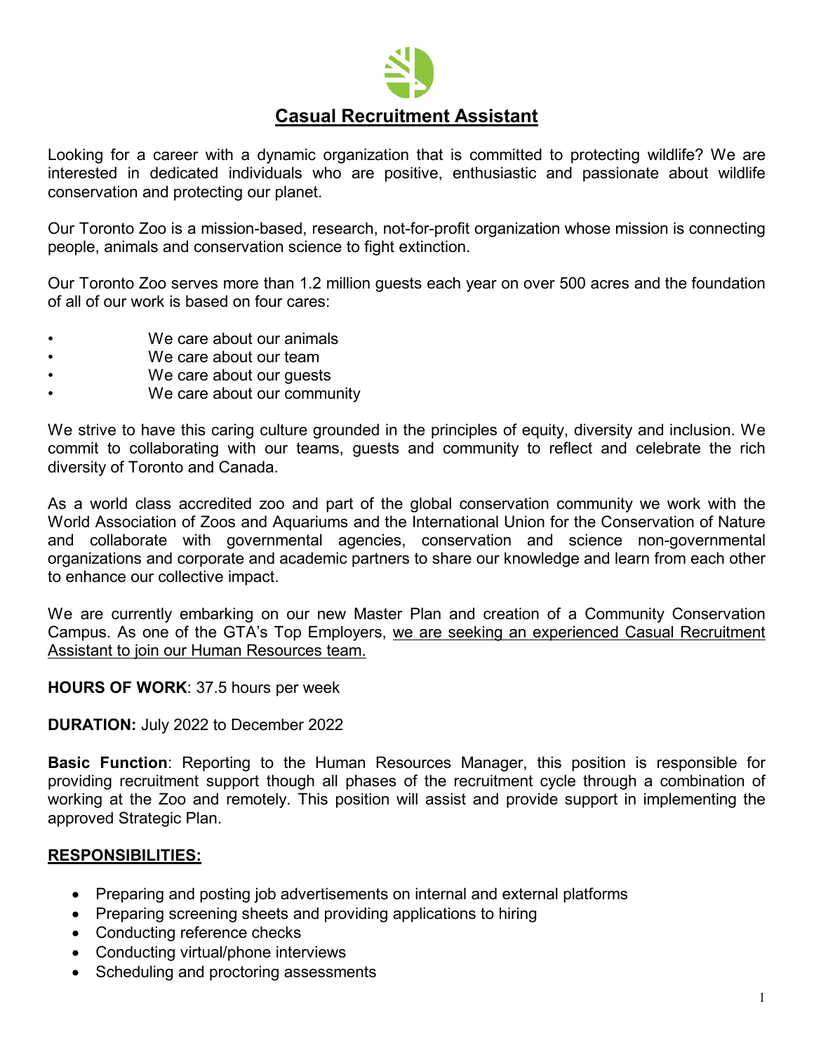# Casual Recruitment Assistant

Looking for a career with a dynamic organization that is committed to protecting wildlife? We are interested in dedicated individuals who are positive, enthusiastic and passionate about wildlife conservation and protecting our planet.

Our Toronto Zoo is a mission-based, research, not-for-profit organization whose mission is connecting people, animals and conservation science to fight extinction.

Our Toronto Zoo serves more than 1.2 million guests each year on over 500 acres and the foundation of all of our work is based on four cares:

- We care about our animals
- We care about our team
- We care about our guests
- We care about our community

We strive to have this caring culture grounded in the principles of equity, diversity and inclusion. We commit to collaborating with our teams, guests and community to reflect and celebrate the rich diversity of Toronto and Canada.

As a world class accredited zoo and part of the global conservation community we work with the World Association of Zoos and Aquariums and the International Union for the Conservation of Nature and collaborate with governmental agencies, conservation and science non-governmental organizations and corporate and academic partners to share our knowledge and learn from each other to enhance our collective impact.

We are currently embarking on our new Master Plan and creation of a Community Conservation Campus. As one of the GTA's Top Employers, we are seeking an experienced Casual Recruitment Assistant to join our Human Resources team.

**HOURS OF WORK**: 37.5 hours per week

**DURATION:** July 2022 to December 2022

**Basic Function**: Reporting to the Human Resources Manager, this position is responsible for providing recruitment support though all phases of the recruitment cycle through a combination of working at the Zoo and remotely. This position will assist and provide support in implementing the approved Strategic Plan.

## RESPONSIBILITIES:

- Preparing and posting job advertisements on internal and external platforms
- Preparing screening sheets and providing applications to hiring
- Conducting reference checks
- Conducting virtual/phone interviews
- Scheduling and proctoring assessments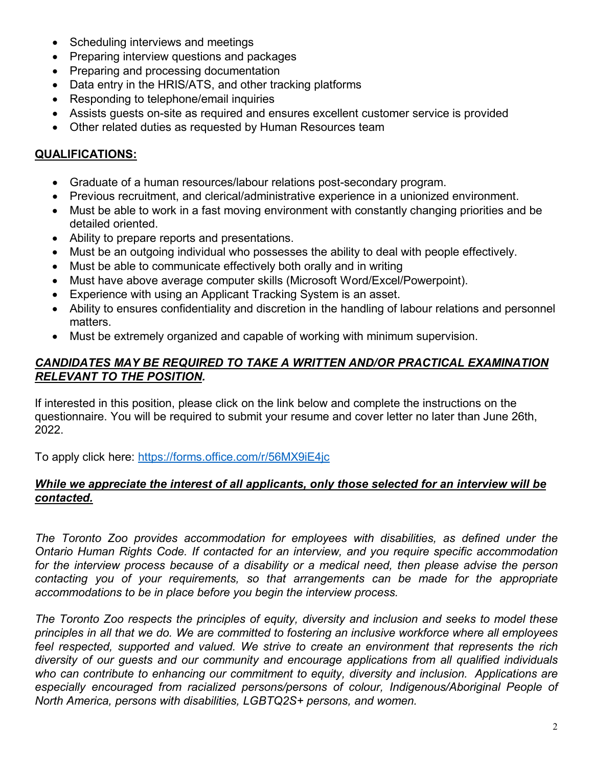- Scheduling interviews and meetings
- Preparing interview questions and packages
- Preparing and processing documentation
- Data entry in the HRIS/ATS, and other tracking platforms
- Responding to telephone/email inquiries
- Assists guests on-site as required and ensures excellent customer service is provided
- Other related duties as requested by Human Resources team

**<u>QUALIFICATIONS:</u>**

- Graduate of a human resources/labour relations post-secondary program.
- Previous recruitment, and clerical/administrative experience in a unionized environment.
- Must be able to work in a fast moving environment with constantly changing priorities and be detailed oriented.
- Ability to prepare reports and presentations.
- Must be an outgoing individual who possesses the ability to deal with people effectively.
- Must be able to communicate effectively both orally and in writing
- Must have above average computer skills (Microsoft Word/Excel/Powerpoint).
- Experience with using an Applicant Tracking System is an asset.
- Ability to ensures confidentiality and discretion in the handling of labour relations and personnel matters.
- Must be extremely organized and capable of working with minimum supervision.

***<u>CANDIDATES MAY BE REQUIRED TO TAKE A WRITTEN AND/OR PRACTICAL EXAMINATION RELEVANT TO THE POSITION</u>.***

If interested in this position, please click on the link below and complete the instructions on the questionnaire. You will be required to submit your resume and cover letter no later than June 26th, 2022.

To apply click here: https://forms.office.com/r/56MX9iE4jc

***<u>While we appreciate the interest of all applicants, only those selected for an interview will be contacted.</u>***

*The Toronto Zoo provides accommodation for employees with disabilities, as defined under the Ontario Human Rights Code. If contacted for an interview, and you require specific accommodation for the interview process because of a disability or a medical need, then please advise the person contacting you of your requirements, so that arrangements can be made for the appropriate accommodations to be in place before you begin the interview process.*

*The Toronto Zoo respects the principles of equity, diversity and inclusion and seeks to model these principles in all that we do. We are committed to fostering an inclusive workforce where all employees feel respected, supported and valued. We strive to create an environment that represents the rich diversity of our guests and our community and encourage applications from all qualified individuals who can contribute to enhancing our commitment to equity, diversity and inclusion. Applications are especially encouraged from racialized persons/persons of colour, Indigenous/Aboriginal People of North America, persons with disabilities, LGBTQ2S+ persons, and women.*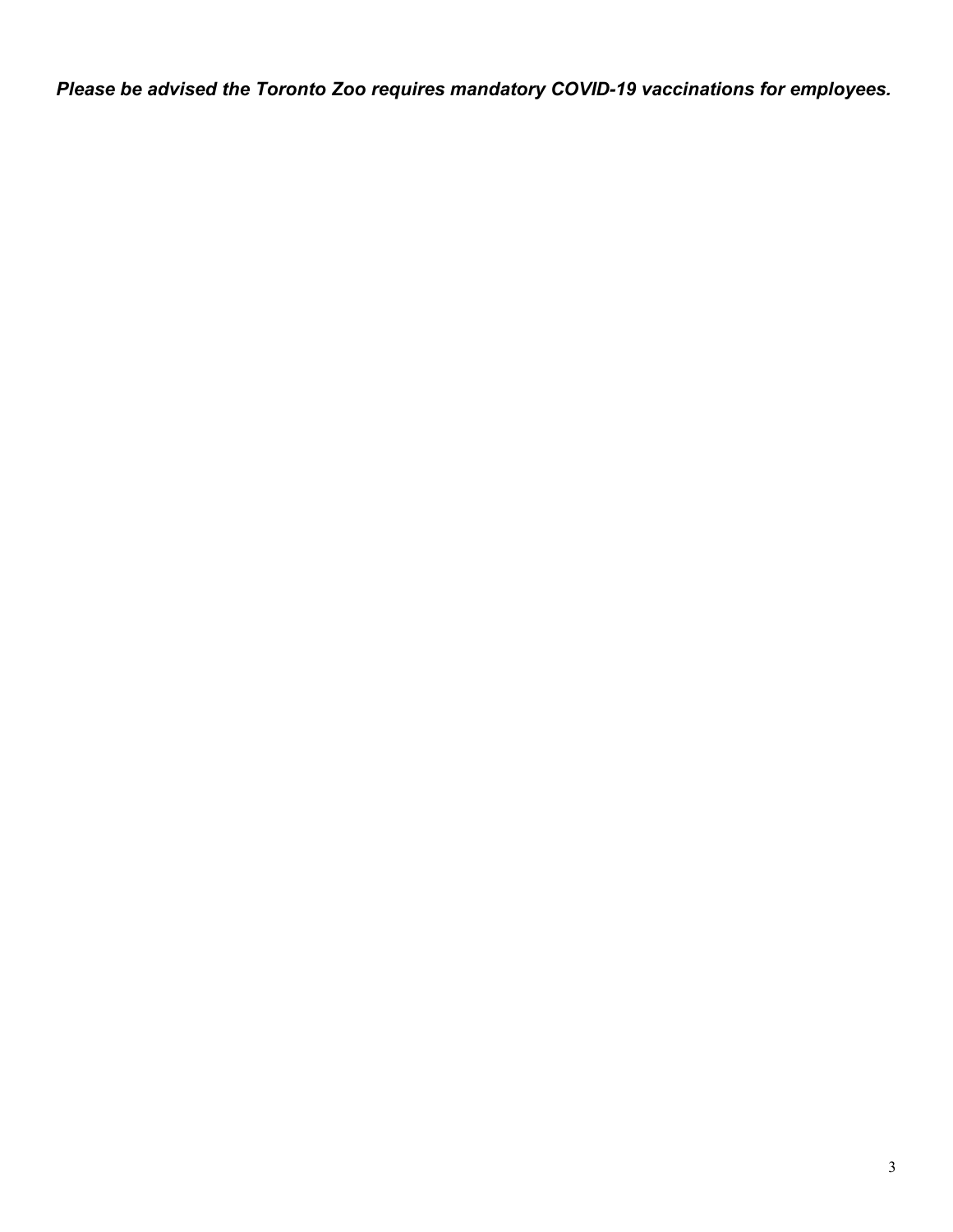***Please be advised the Toronto Zoo requires mandatory COVID-19 vaccinations for employees.***